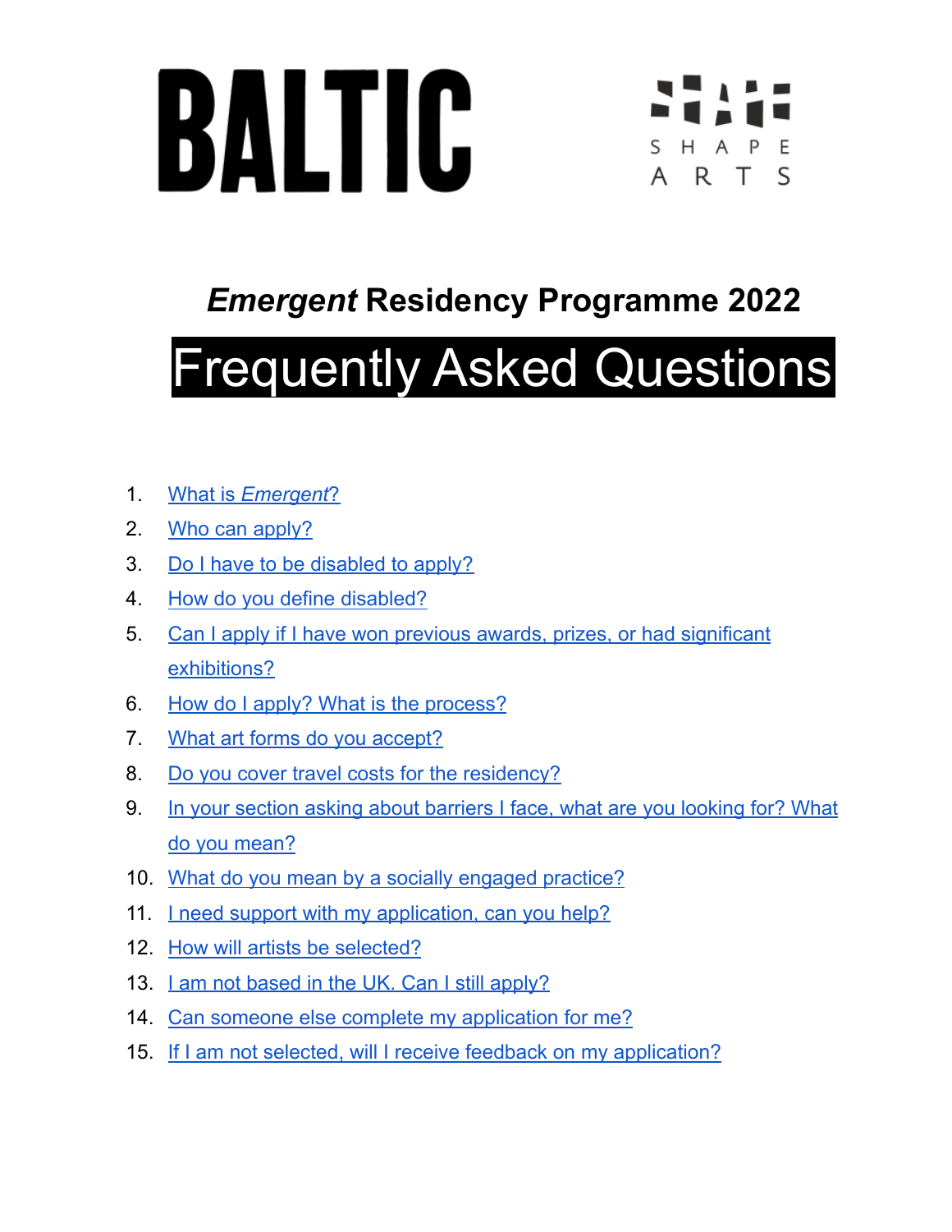BALTIC

SHAPE ARTS

## *Emergent* Residency Programme 2022

# Frequently Asked Questions

1. What is *Emergent*?
2. Who can apply?
3. Do I have to be disabled to apply?
4. How do you define disabled?
5. Can I apply if I have won previous awards, prizes, or had significant exhibitions?
6. How do I apply? What is the process?
7. What art forms do you accept?
8. Do you cover travel costs for the residency?
9. In your section asking about barriers I face, what are you looking for? What do you mean?
10. What do you mean by a socially engaged practice?
11. I need support with my application, can you help?
12. How will artists be selected?
13. I am not based in the UK. Can I still apply?
14. Can someone else complete my application for me?
15. If I am not selected, will I receive feedback on my application?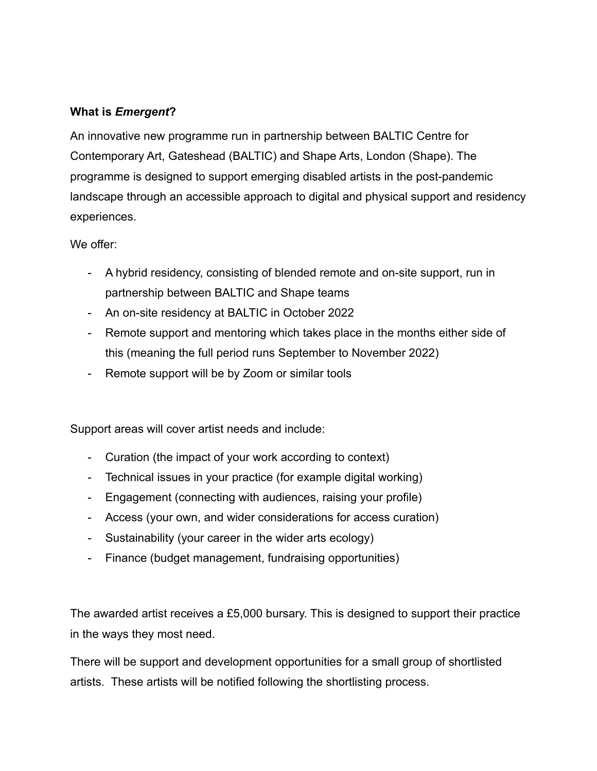**What is *Emergent*?**

An innovative new programme run in partnership between BALTIC Centre for Contemporary Art, Gateshead (BALTIC) and Shape Arts, London (Shape). The programme is designed to support emerging disabled artists in the post-pandemic landscape through an accessible approach to digital and physical support and residency experiences.

We offer:

- A hybrid residency, consisting of blended remote and on-site support, run in partnership between BALTIC and Shape teams
- An on-site residency at BALTIC in October 2022
- Remote support and mentoring which takes place in the months either side of this (meaning the full period runs September to November 2022)
- Remote support will be by Zoom or similar tools

Support areas will cover artist needs and include:

- Curation (the impact of your work according to context)
- Technical issues in your practice (for example digital working)
- Engagement (connecting with audiences, raising your profile)
- Access (your own, and wider considerations for access curation)
- Sustainability (your career in the wider arts ecology)
- Finance (budget management, fundraising opportunities)

The awarded artist receives a £5,000 bursary. This is designed to support their practice in the ways they most need.

There will be support and development opportunities for a small group of shortlisted artists. These artists will be notified following the shortlisting process.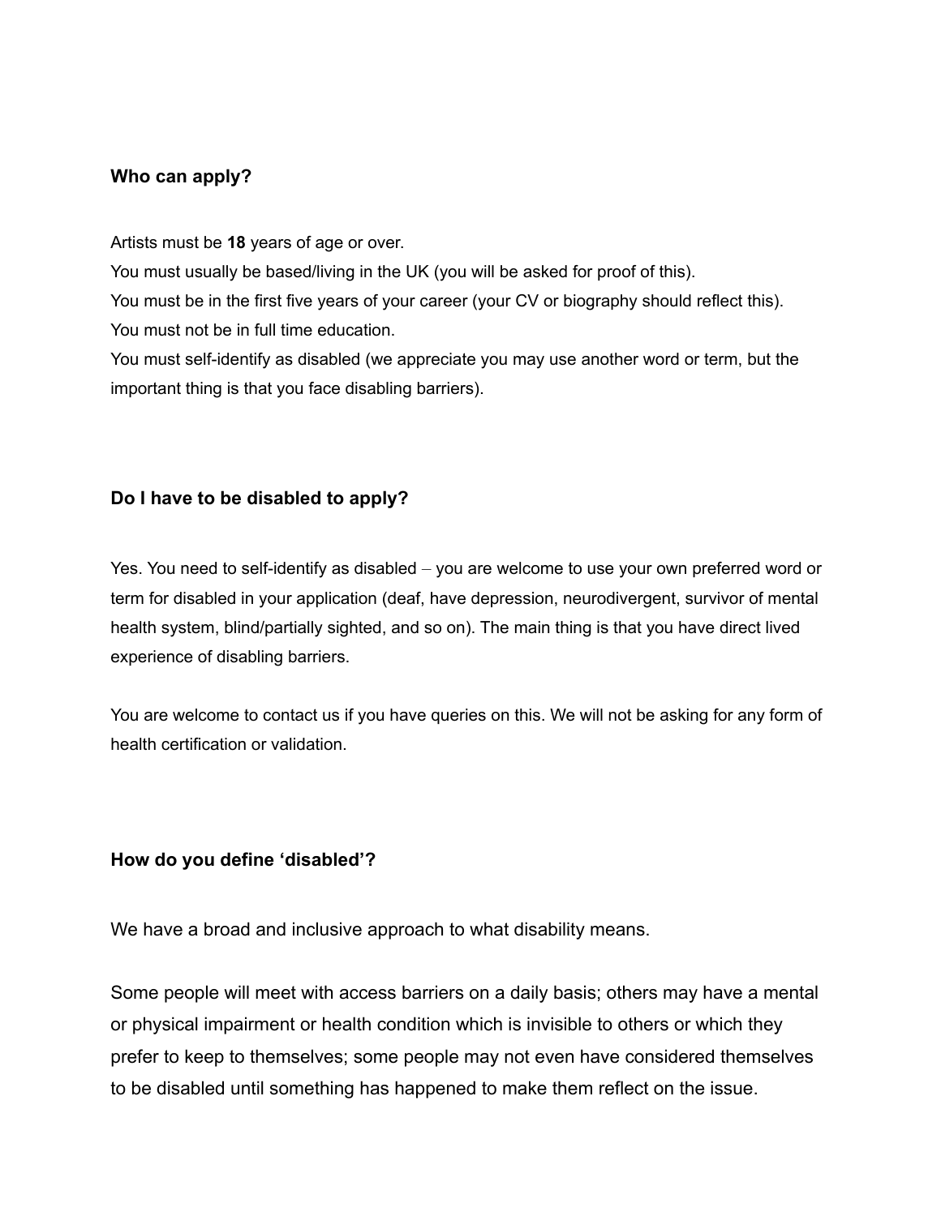**Who can apply?**

Artists must be **18** years of age or over.
You must usually be based/living in the UK (you will be asked for proof of this).
You must be in the first five years of your career (your CV or biography should reflect this).
You must not be in full time education.
You must self-identify as disabled (we appreciate you may use another word or term, but the important thing is that you face disabling barriers).

**Do I have to be disabled to apply?**

Yes. You need to self-identify as disabled – you are welcome to use your own preferred word or term for disabled in your application (deaf, have depression, neurodivergent, survivor of mental health system, blind/partially sighted, and so on). The main thing is that you have direct lived experience of disabling barriers.

You are welcome to contact us if you have queries on this. We will not be asking for any form of health certification or validation.

**How do you define 'disabled'?**

We have a broad and inclusive approach to what disability means.

Some people will meet with access barriers on a daily basis; others may have a mental or physical impairment or health condition which is invisible to others or which they prefer to keep to themselves; some people may not even have considered themselves to be disabled until something has happened to make them reflect on the issue.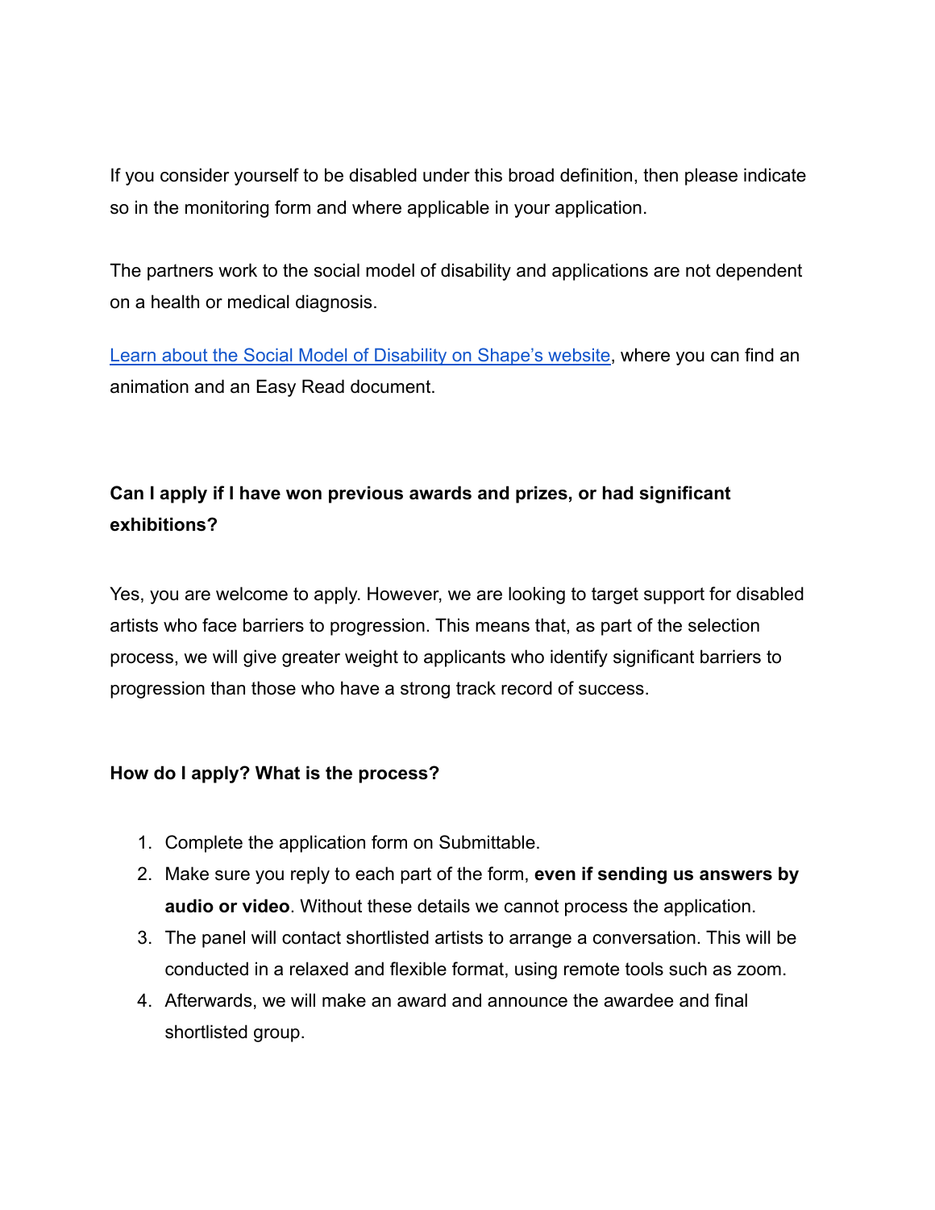If you consider yourself to be disabled under this broad definition, then please indicate so in the monitoring form and where applicable in your application.

The partners work to the social model of disability and applications are not dependent on a health or medical diagnosis.

[Learn about the Social Model of Disability on Shape's website](), where you can find an animation and an Easy Read document.

**Can I apply if I have won previous awards and prizes, or had significant exhibitions?**

Yes, you are welcome to apply. However, we are looking to target support for disabled artists who face barriers to progression. This means that, as part of the selection process, we will give greater weight to applicants who identify significant barriers to progression than those who have a strong track record of success.

**How do I apply? What is the process?**

1. Complete the application form on Submittable.
2. Make sure you reply to each part of the form, **even if sending us answers by audio or video**. Without these details we cannot process the application.
3. The panel will contact shortlisted artists to arrange a conversation. This will be conducted in a relaxed and flexible format, using remote tools such as zoom.
4. Afterwards, we will make an award and announce the awardee and final shortlisted group.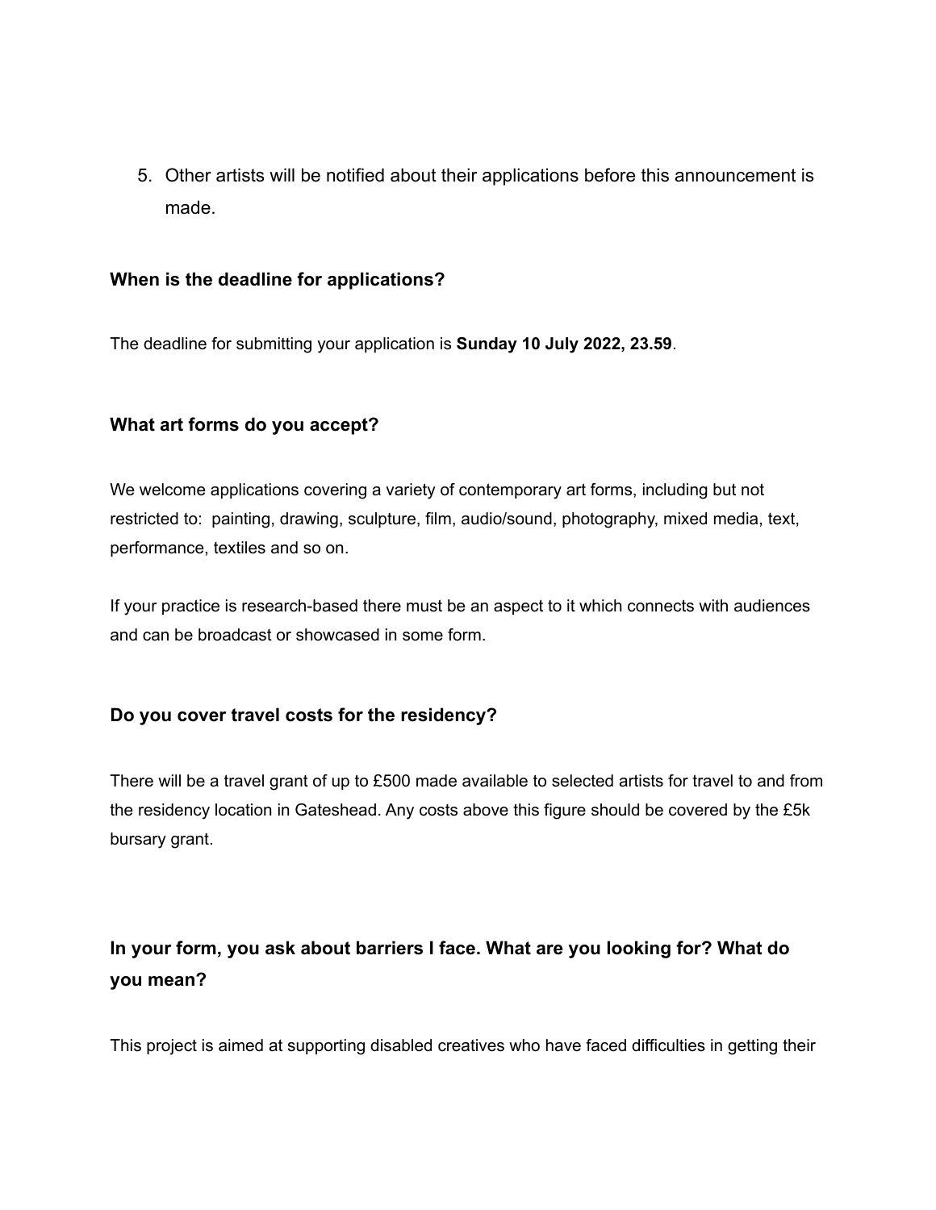5. Other artists will be notified about their applications before this announcement is made.

**When is the deadline for applications?**

The deadline for submitting your application is **Sunday 10 July 2022, 23.59**.

**What art forms do you accept?**

We welcome applications covering a variety of contemporary art forms, including but not restricted to: painting, drawing, sculpture, film, audio/sound, photography, mixed media, text, performance, textiles and so on.

If your practice is research-based there must be an aspect to it which connects with audiences and can be broadcast or showcased in some form.

**Do you cover travel costs for the residency?**

There will be a travel grant of up to £500 made available to selected artists for travel to and from the residency location in Gateshead. Any costs above this figure should be covered by the £5k bursary grant.

**In your form, you ask about barriers I face. What are you looking for? What do you mean?**

This project is aimed at supporting disabled creatives who have faced difficulties in getting their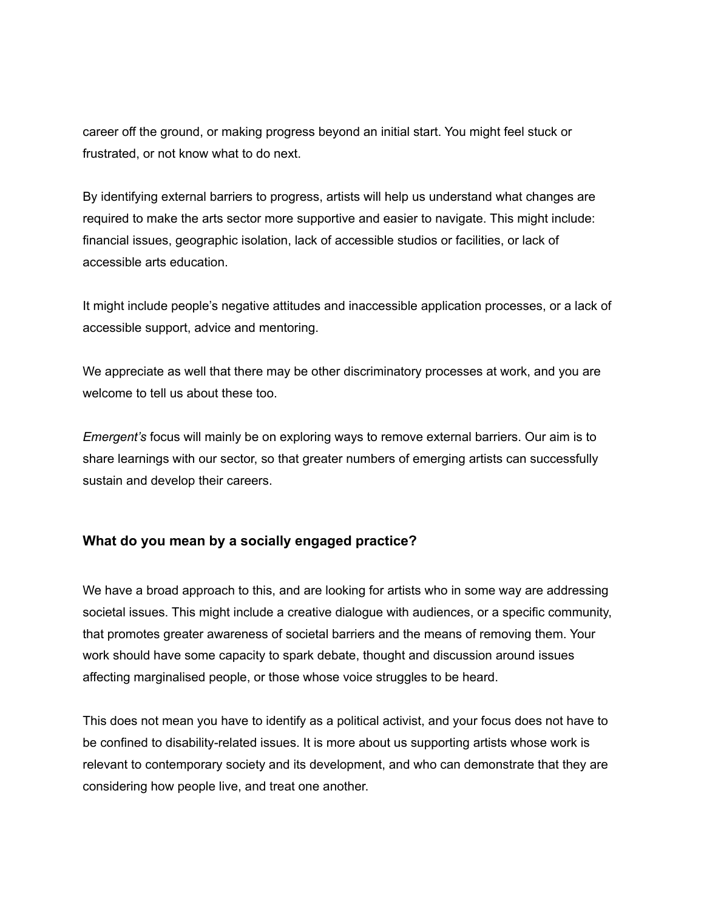career off the ground, or making progress beyond an initial start. You might feel stuck or frustrated, or not know what to do next.

By identifying external barriers to progress, artists will help us understand what changes are required to make the arts sector more supportive and easier to navigate. This might include: financial issues, geographic isolation, lack of accessible studios or facilities, or lack of accessible arts education.

It might include people's negative attitudes and inaccessible application processes, or a lack of accessible support, advice and mentoring.

We appreciate as well that there may be other discriminatory processes at work, and you are welcome to tell us about these too.

*Emergent's* focus will mainly be on exploring ways to remove external barriers. Our aim is to share learnings with our sector, so that greater numbers of emerging artists can successfully sustain and develop their careers.

### What do you mean by a socially engaged practice?

We have a broad approach to this, and are looking for artists who in some way are addressing societal issues. This might include a creative dialogue with audiences, or a specific community, that promotes greater awareness of societal barriers and the means of removing them. Your work should have some capacity to spark debate, thought and discussion around issues affecting marginalised people, or those whose voice struggles to be heard.

This does not mean you have to identify as a political activist, and your focus does not have to be confined to disability-related issues. It is more about us supporting artists whose work is relevant to contemporary society and its development, and who can demonstrate that they are considering how people live, and treat one another.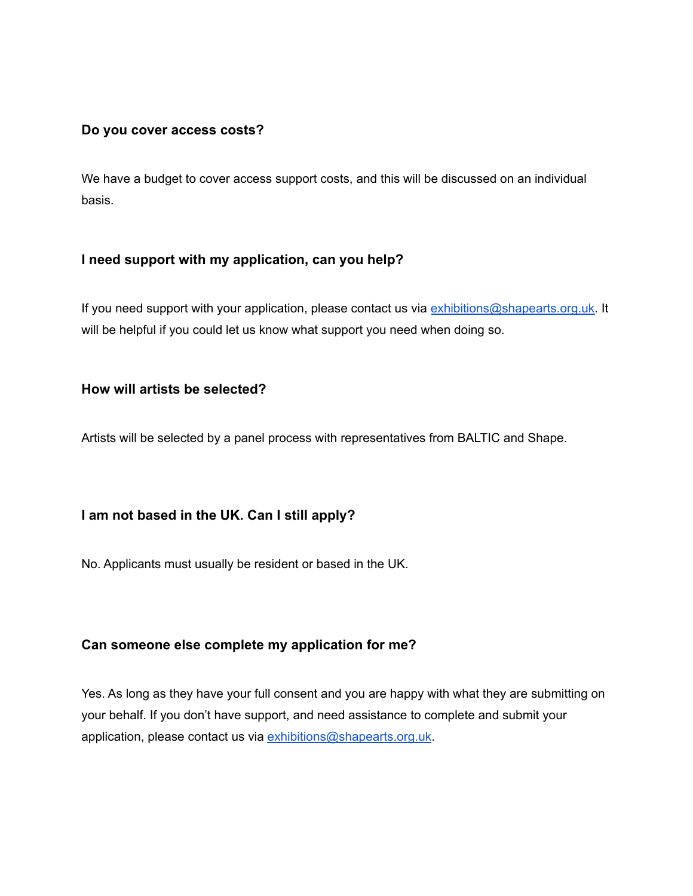### Do you cover access costs?

We have a budget to cover access support costs, and this will be discussed on an individual basis.

### I need support with my application, can you help?

If you need support with your application, please contact us via [exhibitions@shapearts.org.uk](mailto:exhibitions@shapearts.org.uk). It will be helpful if you could let us know what support you need when doing so.

### How will artists be selected?

Artists will be selected by a panel process with representatives from BALTIC and Shape.

### I am not based in the UK. Can I still apply?

No. Applicants must usually be resident or based in the UK.

### Can someone else complete my application for me?

Yes. As long as they have your full consent and you are happy with what they are submitting on your behalf. If you don't have support, and need assistance to complete and submit your application, please contact us via [exhibitions@shapearts.org.uk](mailto:exhibitions@shapearts.org.uk).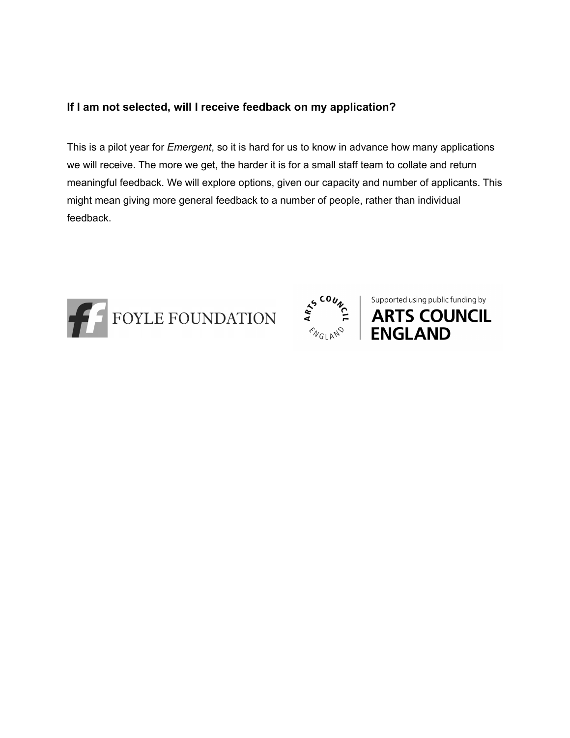**If I am not selected, will I receive feedback on my application?**

This is a pilot year for *Emergent*, so it is hard for us to know in advance how many applications we will receive. The more we get, the harder it is for a small staff team to collate and return meaningful feedback. We will explore options, given our capacity and number of applicants. This might mean giving more general feedback to a number of people, rather than individual feedback.

FOYLE FOUNDATION

Supported using public funding by ARTS COUNCIL ENGLAND